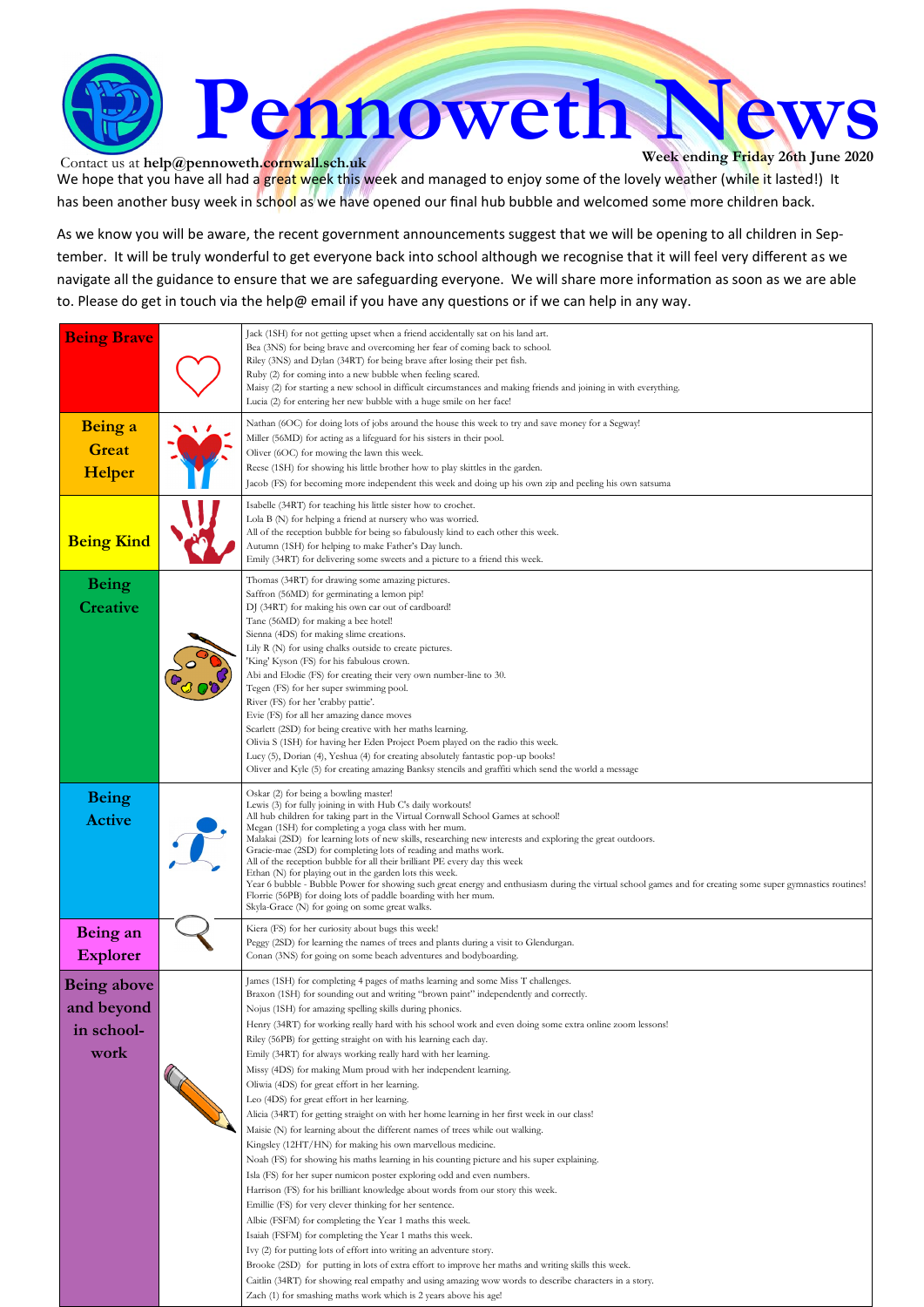# Pennoweth News

Contact us at **help@pennoweth.cornwall.sch.uk**

**Week ending Friday 26th June 2020**

We hope that you have all had a great week this week and managed to enjoy some of the lovely weather (while it lasted!) It has been another busy week in school as we have opened our final hub bubble and welcomed some more children back.

As we know you will be aware, the recent government announcements suggest that we will be opening to all children in September. It will be truly wonderful to get everyone back into school although we recognise that it will feel very different as we navigate all the guidance to ensure that we are safeguarding everyone. We will share more information as soon as we are able to. Please do get in touch via the help@ email if you have any questions or if we can help in any way.

| Category | Awards |
|---|---|
| **Being Brave** | Jack (1SH) for not getting upset when a friend accidentally sat on his land art.<br>Bea (3NS) for being brave and overcoming her fear of coming back to school.<br>Riley (3NS) and Dylan (34RT) for being brave after losing their pet fish.<br>Ruby (2) for coming into a new bubble when feeling scared.<br>Maisy (2) for starting a new school in difficult circumstances and making friends and joining in with everything.<br>Lucia (2) for entering her new bubble with a huge smile on her face! |
| **Being a Great Helper** | Nathan (6OC) for doing lots of jobs around the house this week to try and save money for a Segway!<br>Miller (56MD) for acting as a lifeguard for his sisters in their pool.<br>Oliver (6OC) for mowing the lawn this week.<br>Reese (1SH) for showing his little brother how to play skittles in the garden.<br>Jacob (FS) for becoming more independent this week and doing up his own zip and peeling his own satsuma |
| **Being Kind** | Isabelle (34RT) for teaching his little sister how to crochet.<br>Lola B (N) for helping a friend at nursery who was worried.<br>All of the reception bubble for being so fabulously kind to each other this week.<br>Autumn (1SH) for helping to make Father's Day lunch.<br>Emily (34RT) for delivering some sweets and a picture to a friend this week. |
| **Being Creative** | Thomas (34RT) for drawing some amazing pictures.<br>Saffron (56MD) for germinating a lemon pip!<br>DJ (34RT) for making his own car out of cardboard!<br>Tane (56MD) for making a bee hotel!<br>Sienna (4DS) for making slime creations.<br>Lily R (N) for using chalks outside to create pictures.<br>'King' Kyson (FS) for his fabulous crown.<br>Abi and Elodie (FS) for creating their very own number-line to 30.<br>Tegen (FS) for her super swimming pool.<br>River (FS) for her 'crabby pattie'.<br>Evie (FS) for all her amazing dance moves<br>Scarlett (2SD) for being creative with her maths learning.<br>Olivia S (1SH) for having her Eden Project Poem played on the radio this week.<br>Lucy (5), Dorian (4), Yeshua (4) for creating absolutely fantastic pop-up books!<br>Oliver and Kyle (5) for creating amazing Banksy stencils and graffiti which send the world a message |
| **Being Active** | Oskar (2) for being a bowling master!<br>Lewis (3) for fully joining in with Hub C's daily workouts!<br>All hub children for taking part in the Virtual Cornwall School Games at school!<br>Megan (1SH) for completing a yoga class with her mum.<br>Malakai (2SD) for learning lots of new skills, researching new interests and exploring the great outdoors.<br>Gracie-mae (2SD) for completing lots of reading and maths work.<br>All of the reception bubble for all their brilliant PE every day this week<br>Ethan (N) for playing out in the garden lots this week.<br>Year 6 bubble - Bubble Power for showing such great energy and enthusiasm during the virtual school games and for creating some super gymnastics routines!<br>Florrie (56PB) for doing lots of paddle boarding with her mum.<br>Skyla-Grace (N) for going on some great walks. |
| **Being an Explorer** | Kiera (FS) for her curiosity about bugs this week!<br>Peggy (2SD) for learning the names of trees and plants during a visit to Glendurgan.<br>Conan (3NS) for going on some beach adventures and bodyboarding. |
| **Being above and beyond in school-work** | James (1SH) for completing 4 pages of maths learning and some Miss T challenges.<br>Braxon (1SH) for sounding out and writing "brown paint" independently and correctly.<br>Nojus (1SH) for amazing spelling skills during phonics.<br>Henry (34RT) for working really hard with his school work and even doing some extra online zoom lessons!<br>Riley (56PB) for getting straight on with his learning each day.<br>Emily (34RT) for always working really hard with her learning.<br>Missy (4DS) for making Mum proud with her independent learning.<br>Oliwia (4DS) for great effort in her learning.<br>Leo (4DS) for great effort in her learning.<br>Alicia (34RT) for getting straight on with her home learning in her first week in our class!<br>Maisie (N) for learning about the different names of trees while out walking.<br>Kingsley (12HT/HN) for making his own marvellous medicine.<br>Noah (FS) for showing his maths learning in his counting picture and his super explaining.<br>Isla (FS) for her super numicon poster exploring odd and even numbers.<br>Harrison (FS) for his brilliant knowledge about words from our story this week.<br>Emillie (FS) for very clever thinking for her sentence.<br>Albie (FSFM) for completing the Year 1 maths this week.<br>Isaiah (FSFM) for completing the Year 1 maths this week.<br>Ivy (2) for putting lots of effort into writing an adventure story.<br>Brooke (2SD) for putting in lots of extra effort to improve her maths and writing skills this week.<br>Caitlin (34RT) for showing real empathy and using amazing wow words to describe characters in a story.<br>Zach (1) for smashing maths work which is 2 years above his age! |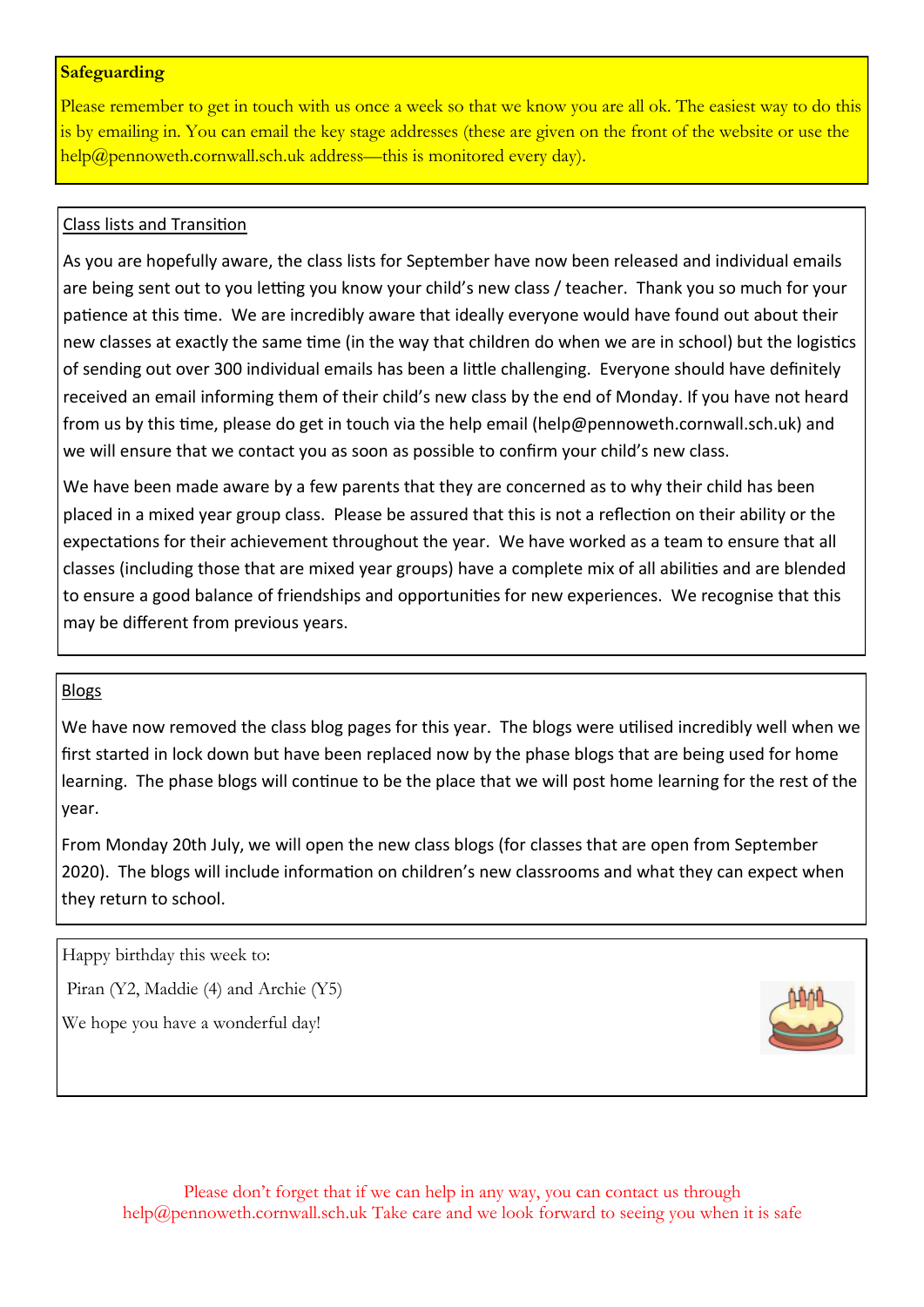**Safeguarding**

Please remember to get in touch with us once a week so that we know you are all ok. The easiest way to do this is by emailing in. You can email the key stage addresses (these are given on the front of the website or use the help@pennoweth.cornwall.sch.uk address—this is monitored every day).

## Class lists and Transition

As you are hopefully aware, the class lists for September have now been released and individual emails are being sent out to you letting you know your child's new class / teacher. Thank you so much for your patience at this time. We are incredibly aware that ideally everyone would have found out about their new classes at exactly the same time (in the way that children do when we are in school) but the logistics of sending out over 300 individual emails has been a little challenging. Everyone should have definitely received an email informing them of their child's new class by the end of Monday. If you have not heard from us by this time, please do get in touch via the help email (help@pennoweth.cornwall.sch.uk) and we will ensure that we contact you as soon as possible to confirm your child's new class.

We have been made aware by a few parents that they are concerned as to why their child has been placed in a mixed year group class. Please be assured that this is not a reflection on their ability or the expectations for their achievement throughout the year. We have worked as a team to ensure that all classes (including those that are mixed year groups) have a complete mix of all abilities and are blended to ensure a good balance of friendships and opportunities for new experiences. We recognise that this may be different from previous years.

## Blogs

We have now removed the class blog pages for this year. The blogs were utilised incredibly well when we first started in lock down but have been replaced now by the phase blogs that are being used for home learning. The phase blogs will continue to be the place that we will post home learning for the rest of the year.

From Monday 20th July, we will open the new class blogs (for classes that are open from September 2020). The blogs will include information on children's new classrooms and what they can expect when they return to school.

Happy birthday this week to:

Piran (Y2, Maddie (4) and Archie (Y5)

We hope you have a wonderful day!

Please don't forget that if we can help in any way, you can contact us through help@pennoweth.cornwall.sch.uk Take care and we look forward to seeing you when it is safe